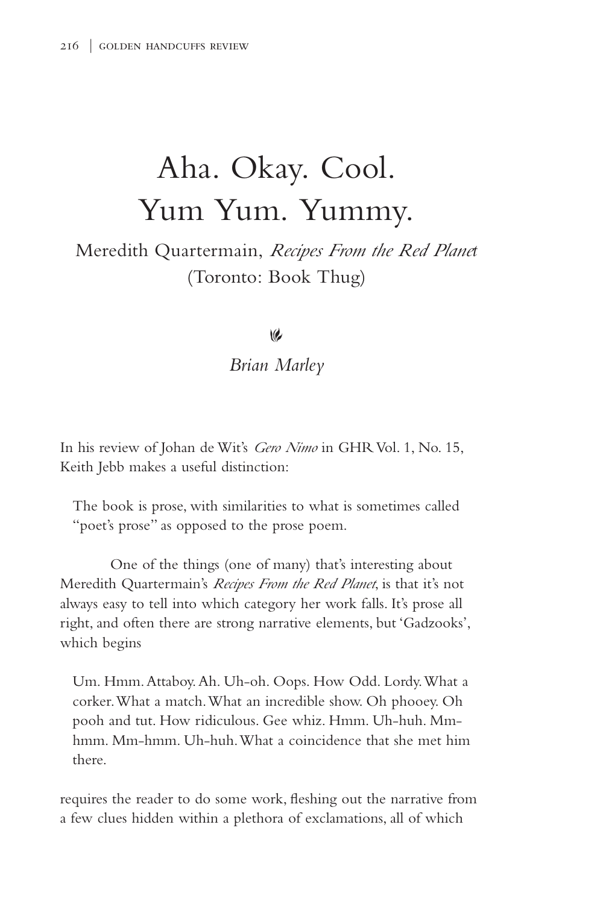# Aha. Okay. Cool.
# Yum Yum. Yummy.

## Meredith Quartermain, *Recipes From the Red Planet* (Toronto: Book Thug)

*Brian Marley*

In his review of Johan de Wit's *Gero Nimo* in GHR Vol. 1, No. 15, Keith Jebb makes a useful distinction:

> The book is prose, with similarities to what is sometimes called "poet's prose" as opposed to the prose poem.

One of the things (one of many) that's interesting about Meredith Quartermain's *Recipes From the Red Planet*, is that it's not always easy to tell into which category her work falls. It's prose all right, and often there are strong narrative elements, but 'Gadzooks', which begins

> Um. Hmm. Attaboy. Ah. Uh-oh. Oops. How Odd. Lordy. What a corker. What a match. What an incredible show. Oh phooey. Oh pooh and tut. How ridiculous. Gee whiz. Hmm. Uh-huh. Mm-hmm. Mm-hmm. Uh-huh. What a coincidence that she met him there.

requires the reader to do some work, fleshing out the narrative from a few clues hidden within a plethora of exclamations, all of which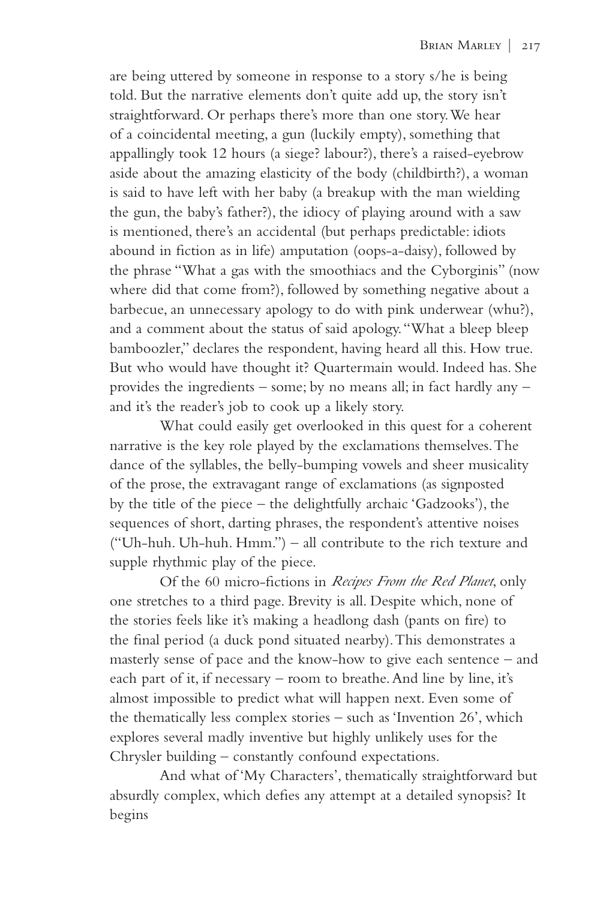are being uttered by someone in response to a story s/he is being told. But the narrative elements don't quite add up, the story isn't straightforward. Or perhaps there's more than one story. We hear of a coincidental meeting, a gun (luckily empty), something that appallingly took 12 hours (a siege? labour?), there's a raised-eyebrow aside about the amazing elasticity of the body (childbirth?), a woman is said to have left with her baby (a breakup with the man wielding the gun, the baby's father?), the idiocy of playing around with a saw is mentioned, there's an accidental (but perhaps predictable: idiots abound in fiction as in life) amputation (oops-a-daisy), followed by the phrase "What a gas with the smoothiacs and the Cyborginis" (now where did that come from?), followed by something negative about a barbecue, an unnecessary apology to do with pink underwear (whu?), and a comment about the status of said apology. "What a bleep bleep bamboozler," declares the respondent, having heard all this. How true. But who would have thought it? Quartermain would. Indeed has. She provides the ingredients – some; by no means all; in fact hardly any – and it's the reader's job to cook up a likely story.

What could easily get overlooked in this quest for a coherent narrative is the key role played by the exclamations themselves. The dance of the syllables, the belly-bumping vowels and sheer musicality of the prose, the extravagant range of exclamations (as signposted by the title of the piece – the delightfully archaic 'Gadzooks'), the sequences of short, darting phrases, the respondent's attentive noises ("Uh-huh. Uh-huh. Hmm.") – all contribute to the rich texture and supple rhythmic play of the piece.

Of the 60 micro-fictions in *Recipes From the Red Planet*, only one stretches to a third page. Brevity is all. Despite which, none of the stories feels like it's making a headlong dash (pants on fire) to the final period (a duck pond situated nearby). This demonstrates a masterly sense of pace and the know-how to give each sentence – and each part of it, if necessary – room to breathe. And line by line, it's almost impossible to predict what will happen next. Even some of the thematically less complex stories – such as 'Invention 26', which explores several madly inventive but highly unlikely uses for the Chrysler building – constantly confound expectations.

And what of 'My Characters', thematically straightforward but absurdly complex, which defies any attempt at a detailed synopsis? It begins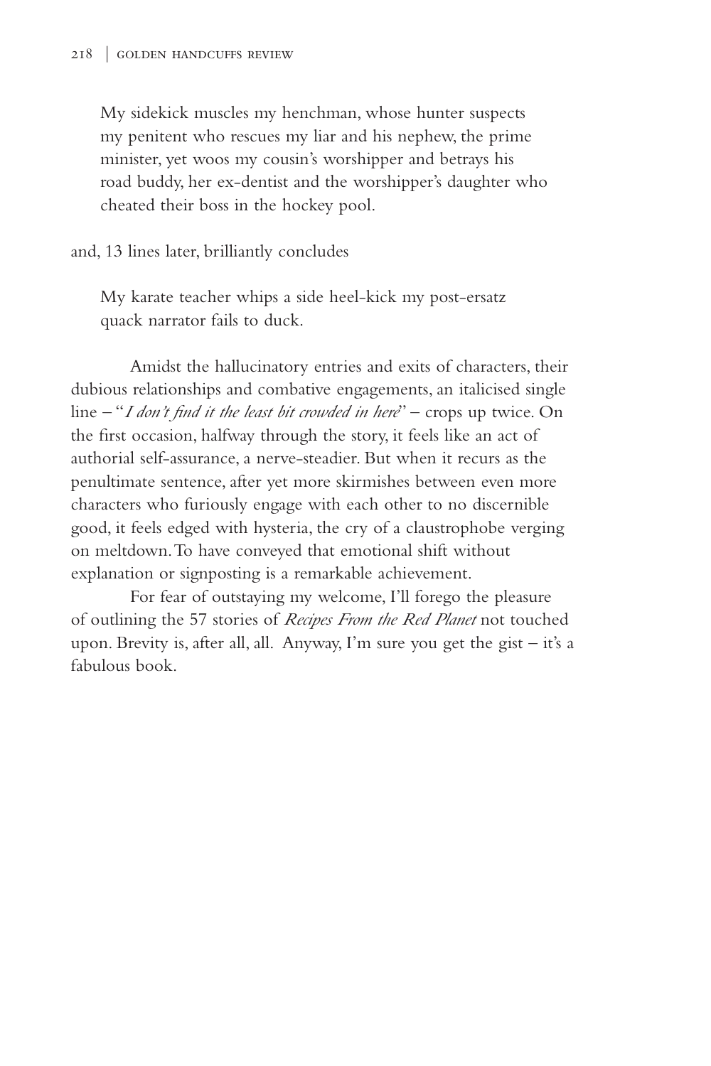> My sidekick muscles my henchman, whose hunter suspects my penitent who rescues my liar and his nephew, the prime minister, yet woos my cousin's worshipper and betrays his road buddy, her ex-dentist and the worshipper's daughter who cheated their boss in the hockey pool.

and, 13 lines later, brilliantly concludes

> My karate teacher whips a side heel-kick my post-ersatz quack narrator fails to duck.

Amidst the hallucinatory entries and exits of characters, their dubious relationships and combative engagements, an italicised single line – "*I don't find it the least bit crowded in here*" – crops up twice. On the first occasion, halfway through the story, it feels like an act of authorial self-assurance, a nerve-steadier. But when it recurs as the penultimate sentence, after yet more skirmishes between even more characters who furiously engage with each other to no discernible good, it feels edged with hysteria, the cry of a claustrophobe verging on meltdown. To have conveyed that emotional shift without explanation or signposting is a remarkable achievement.

For fear of outstaying my welcome, I'll forego the pleasure of outlining the 57 stories of *Recipes From the Red Planet* not touched upon. Brevity is, after all, all. Anyway, I'm sure you get the gist – it's a fabulous book.